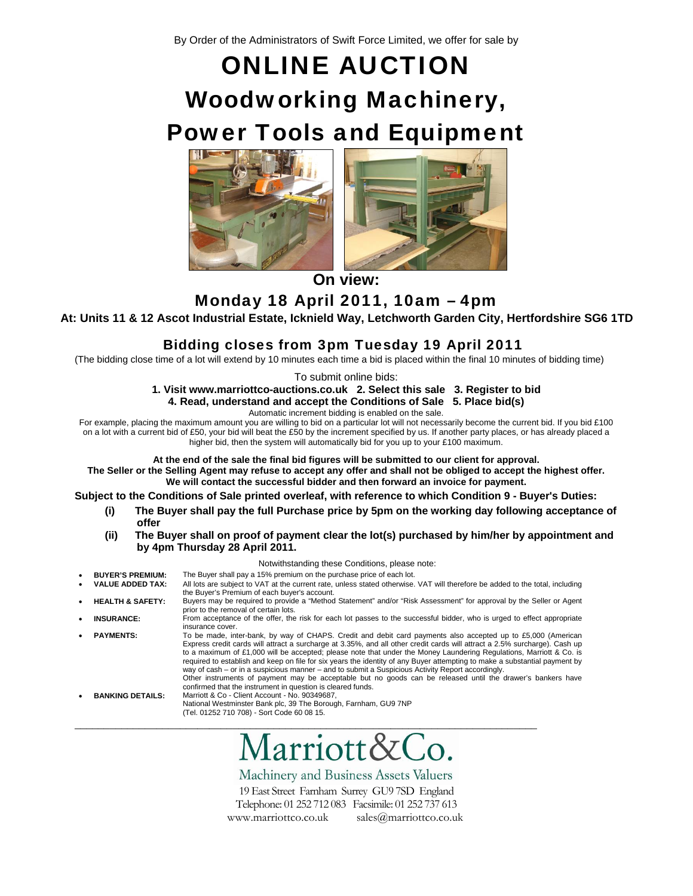By Order of the Administrators of Swift Force Limited, we offer for sale by

# ONLINE AUCTION

# Woodworking Machinery, Power Tools and Equipment

## On view:

## Monday 18 April 2011, 10am – 4pm

**At: Units 11 & 12 Ascot Industrial Estate, Icknield Way, Letchworth Garden City, Hertfordshire SG6 1TD**

## Bidding closes from 3pm Tuesday 19 April 2011

(The bidding close time of a lot will extend by 10 minutes each time a bid is placed within the final 10 minutes of bidding time)

To submit online bids:

**1. Visit www.marriottco-auctions.co.uk 2. Select this sale 3. Register to bid**
**4. Read, understand and accept the Conditions of Sale 5. Place bid(s)**

Automatic increment bidding is enabled on the sale.

For example, placing the maximum amount you are willing to bid on a particular lot will not necessarily become the current bid. If you bid £100 on a lot with a current bid of £50, your bid will beat the £50 by the increment specified by us. If another party places, or has already placed a higher bid, then the system will automatically bid for you up to your £100 maximum.

**At the end of the sale the final bid figures will be submitted to our client for approval.**
**The Seller or the Selling Agent may refuse to accept any offer and shall not be obliged to accept the highest offer.**
**We will contact the successful bidder and then forward an invoice for payment.**

**Subject to the Conditions of Sale printed overleaf, with reference to which Condition 9 - Buyer's Duties:**

**(i) The Buyer shall pay the full Purchase price by 5pm on the working day following acceptance of offer**

**(ii) The Buyer shall on proof of payment clear the lot(s) purchased by him/her by appointment and by 4pm Thursday 28 April 2011.**

Notwithstanding these Conditions, please note:

- **BUYER'S PREMIUM:** The Buyer shall pay a 15% premium on the purchase price of each lot.
- **VALUE ADDED TAX:** All lots are subject to VAT at the current rate, unless stated otherwise. VAT will therefore be added to the total, including the Buyer's Premium of each buyer's account.
- **HEALTH & SAFETY:** Buyers may be required to provide a "Method Statement" and/or "Risk Assessment" for approval by the Seller or Agent prior to the removal of certain lots.
- **INSURANCE:** From acceptance of the offer, the risk for each lot passes to the successful bidder, who is urged to effect appropriate insurance cover.
- **PAYMENTS:** To be made, inter-bank, by way of CHAPS. Credit and debit card payments also accepted up to £5,000 (American Express credit cards will attract a surcharge at 3.35%, and all other credit cards will attract a 2.5% surcharge). Cash up to a maximum of £1,000 will be accepted; please note that under the Money Laundering Regulations, Marriott & Co. is required to establish and keep on file for six years the identity of any Buyer attempting to make a substantial payment by way of cash – or in a suspicious manner – and to submit a Suspicious Activity Report accordingly.
  Other instruments of payment may be acceptable but no goods can be released until the drawer's bankers have confirmed that the instrument in question is cleared funds.
- **BANKING DETAILS:** Marriott & Co - Client Account - No. 90349687, National Westminster Bank plc, 39 The Borough, Farnham, GU9 7NP (Tel. 01252 710 708) - Sort Code 60 08 15.

---

Marriott&Co.

Machinery and Business Assets Valuers

19 East Street Farnham Surrey GU9 7SD England
Telephone: 01 252 712 083 Facsimile: 01 252 737 613
www.marriottco.co.uk sales@marriottco.co.uk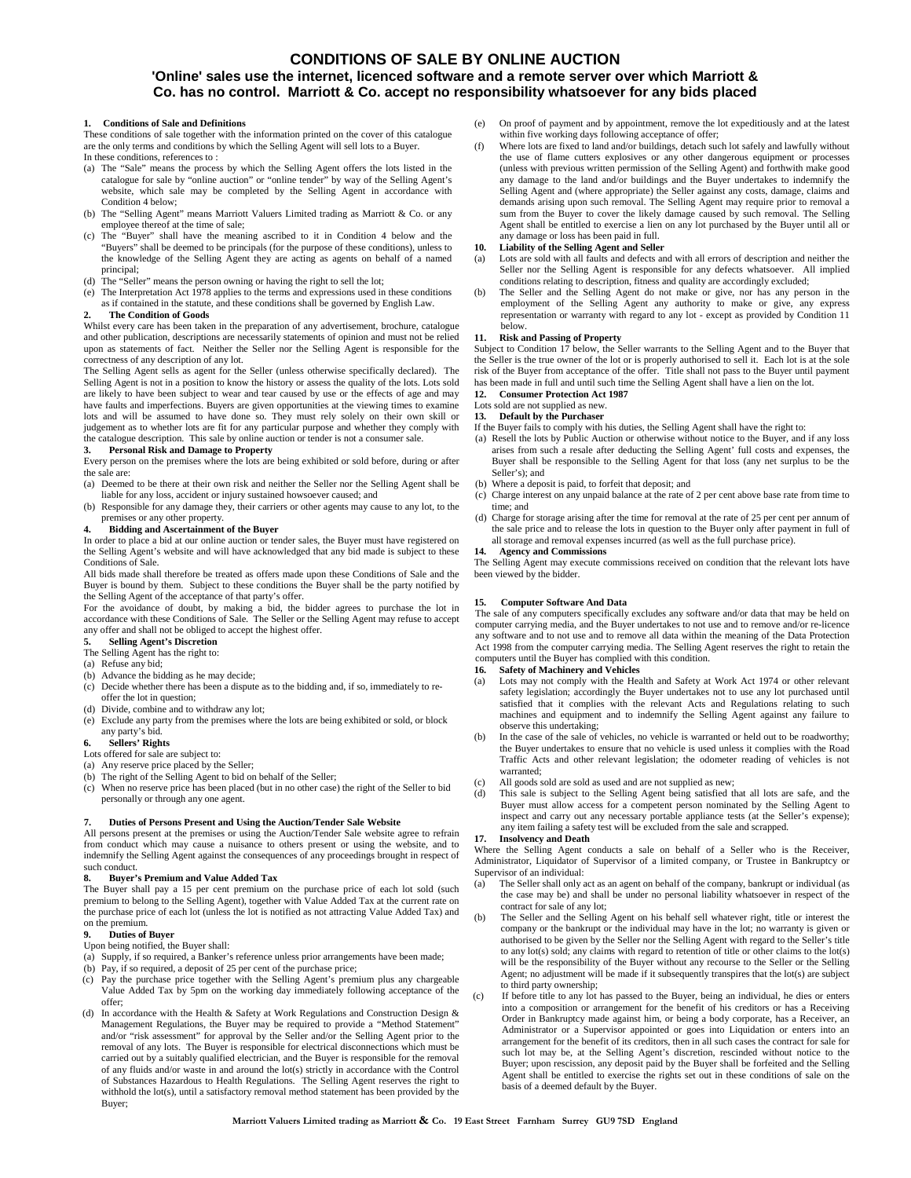# CONDITIONS OF SALE BY ONLINE AUCTION

## 'Online' sales use the internet, licenced software and a remote server over which Marriott & Co. has no control. Marriott & Co. accept no responsibility whatsoever for any bids placed

**1. Conditions of Sale and Definitions**

These conditions of sale together with the information printed on the cover of this catalogue are the only terms and conditions by which the Selling Agent will sell lots to a Buyer.

In these conditions, references to :

(a) The "Sale" means the process by which the Selling Agent offers the lots listed in the catalogue for sale by "online auction" or "online tender" by way of the Selling Agent's website, which sale may be completed by the Selling Agent in accordance with Condition 4 below;

(b) The "Selling Agent" means Marriott Valuers Limited trading as Marriott & Co. or any employee thereof at the time of sale;

(c) The "Buyer" shall have the meaning ascribed to it in Condition 4 below and the "Buyers" shall be deemed to be principals (for the purpose of these conditions), unless to the knowledge of the Selling Agent they are acting as agents on behalf of a named principal;

(d) The "Seller" means the person owning or having the right to sell the lot;

(e) The Interpretation Act 1978 applies to the terms and expressions used in these conditions as if contained in the statute, and these conditions shall be governed by English Law.

**2. The Condition of Goods**

Whilst every care has been taken in the preparation of any advertisement, brochure, catalogue and other publication, descriptions are necessarily statements of opinion and must not be relied upon as statements of fact. Neither the Seller nor the Selling Agent is responsible for the correctness of any description of any lot.

The Selling Agent sells as agent for the Seller (unless otherwise specifically declared). The Selling Agent is not in a position to know the history or assess the quality of the lots. Lots sold are likely to have been subject to wear and tear caused by use or the effects of age and may have faults and imperfections. Buyers are given opportunities at the viewing times to examine lots and will be assumed to have done so. They must rely solely on their own skill or judgement as to whether lots are fit for any particular purpose and whether they comply with the catalogue description. This sale by online auction or tender is not a consumer sale.

**3. Personal Risk and Damage to Property**

Every person on the premises where the lots are being exhibited or sold before, during or after the sale are:

(a) Deemed to be there at their own risk and neither the Seller nor the Selling Agent shall be liable for any loss, accident or injury sustained howsoever caused; and

(b) Responsible for any damage they, their carriers or other agents may cause to any lot, to the premises or any other property.

**4. Bidding and Ascertainment of the Buyer**

In order to place a bid at our online auction or tender sales, the Buyer must have registered on the Selling Agent's website and will have acknowledged that any bid made is subject to these Conditions of Sale.

All bids made shall therefore be treated as offers made upon these Conditions of Sale and the Buyer is bound by them. Subject to these conditions the Buyer shall be the party notified by the Selling Agent of the acceptance of that party's offer.

For the avoidance of doubt, by making a bid, the bidder agrees to purchase the lot in accordance with these Conditions of Sale. The Seller or the Selling Agent may refuse to accept any offer and shall not be obliged to accept the highest offer.

**5. Selling Agent's Discretion**

The Selling Agent has the right to:

(a) Refuse any bid;

(b) Advance the bidding as he may decide;

(c) Decide whether there has been a dispute as to the bidding and, if so, immediately to re-offer the lot in question;

(d) Divide, combine and to withdraw any lot;

(e) Exclude any party from the premises where the lots are being exhibited or sold, or block any party's bid.

**6. Sellers' Rights**

Lots offered for sale are subject to:

(a) Any reserve price placed by the Seller;

(b) The right of the Selling Agent to bid on behalf of the Seller;

(c) When no reserve price has been placed (but in no other case) the right of the Seller to bid personally or through any one agent.

**7. Duties of Persons Present and Using the Auction/Tender Sale Website**

All persons present at the premises or using the Auction/Tender Sale website agree to refrain from conduct which may cause a nuisance to others present or using the website, and to indemnify the Selling Agent against the consequences of any proceedings brought in respect of such conduct.

**8. Buyer's Premium and Value Added Tax**

The Buyer shall pay a 15 per cent premium on the purchase price of each lot sold (such premium to belong to the Selling Agent), together with Value Added Tax at the current rate on the purchase price of each lot (unless the lot is notified as not attracting Value Added Tax) and on the premium.

**9. Duties of Buyer**

Upon being notified, the Buyer shall:

(a) Supply, if so required, a Banker's reference unless prior arrangements have been made;

(b) Pay, if so required, a deposit of 25 per cent of the purchase price;

(c) Pay the purchase price together with the Selling Agent's premium plus any chargeable Value Added Tax by 5pm on the working day immediately following acceptance of the offer;

(d) In accordance with the Health & Safety at Work Regulations and Construction Design & Management Regulations, the Buyer may be required to provide a "Method Statement" and/or "risk assessment" for approval by the Seller and/or the Selling Agent prior to the removal of any lots. The Buyer is responsible for electrical disconnections which must be carried out by a suitably qualified electrician, and the Buyer is responsible for the removal of any fluids and/or waste in and around the lot(s) strictly in accordance with the Control of Substances Hazardous to Health Regulations. The Selling Agent reserves the right to withhold the lot(s), until a satisfactory removal method statement has been provided by the Buyer;

(e) On proof of payment and by appointment, remove the lot expeditiously and at the latest within five working days following acceptance of offer;

(f) Where lots are fixed to land and/or buildings, detach such lot safely and lawfully without the use of flame cutters explosives or any other dangerous equipment or processes (unless with previous written permission of the Selling Agent) and forthwith make good any damage to the land and/or buildings and the Buyer undertakes to indemnify the Selling Agent and (where appropriate) the Seller against any costs, damage, claims and demands arising upon such removal. The Selling Agent may require prior to removal a sum from the Buyer to cover the likely damage caused by such removal. The Selling Agent shall be entitled to exercise a lien on any lot purchased by the Buyer until all or any damage or loss has been paid in full.

**10. Liability of the Selling Agent and Seller**

(a) Lots are sold with all faults and defects and with all errors of description and neither the Seller nor the Selling Agent is responsible for any defects whatsoever. All implied conditions relating to description, fitness and quality are accordingly excluded;

(b) The Seller and the Selling Agent do not make or give, nor has any person in the employment of the Selling Agent any authority to make or give, any express representation or warranty with regard to any lot - except as provided by Condition 11 below.

**11. Risk and Passing of Property**

Subject to Condition 17 below, the Seller warrants to the Selling Agent and to the Buyer that the Seller is the true owner of the lot or is properly authorised to sell it. Each lot is at the sole risk of the Buyer from acceptance of the offer. Title shall not pass to the Buyer until payment has been made in full and until such time the Selling Agent shall have a lien on the lot.

**12. Consumer Protection Act 1987**

Lots sold are not supplied as new.

**13. Default by the Purchaser**

If the Buyer fails to comply with his duties, the Selling Agent shall have the right to:

(a) Resell the lots by Public Auction or otherwise without notice to the Buyer, and if any loss arises from such a resale after deducting the Selling Agent' full costs and expenses, the Buyer shall be responsible to the Selling Agent for that loss (any net surplus to be the Seller's); and

(b) Where a deposit is paid, to forfeit that deposit; and

(c) Charge interest on any unpaid balance at the rate of 2 per cent above base rate from time to time; and

(d) Charge for storage arising after the time for removal at the rate of 25 per cent per annum of the sale price and to release the lots in question to the Buyer only after payment in full of all storage and removal expenses incurred (as well as the full purchase price).

**14. Agency and Commissions**

The Selling Agent may execute commissions received on condition that the relevant lots have been viewed by the bidder.

**15. Computer Software And Data**

The sale of any computers specifically excludes any software and/or data that may be held on computer carrying media, and the Buyer undertakes to not use and to remove and/or re-licence any software and to not use and to remove all data within the meaning of the Data Protection Act 1998 from the computer carrying media. The Selling Agent reserves the right to retain the computers until the Buyer has complied with this condition.

**16. Safety of Machinery and Vehicles**

(a) Lots may not comply with the Health and Safety at Work Act 1974 or other relevant safety legislation; accordingly the Buyer undertakes not to use any lot purchased until satisfied that it complies with the relevant Acts and Regulations relating to such machines and equipment and to indemnify the Selling Agent against any failure to observe this undertaking;

(b) In the case of the sale of vehicles, no vehicle is warranted or held out to be roadworthy; the Buyer undertakes to ensure that no vehicle is used unless it complies with the Road Traffic Acts and other relevant legislation; the odometer reading of vehicles is not warranted;

(c) All goods sold are sold as used and are not supplied as new;

(d) This sale is subject to the Selling Agent being satisfied that all lots are safe, and the Buyer must allow access for a competent person nominated by the Selling Agent to inspect and carry out any necessary portable appliance tests (at the Seller's expense); any item failing a safety test will be excluded from the sale and scrapped.

**17. Insolvency and Death**

Where the Selling Agent conducts a sale on behalf of a Seller who is the Receiver, Administrator, Liquidator of Supervisor of a limited company, or Trustee in Bankruptcy or Supervisor of an individual:

(a) The Seller shall only act as an agent on behalf of the company, bankrupt or individual (as the case may be) and shall be under no personal liability whatsoever in respect of the contract for sale of any lot;

(b) The Seller and the Selling Agent on his behalf sell whatever right, title or interest the company or the bankrupt or the individual may have in the lot; no warranty is given or authorised to be given by the Seller nor the Selling Agent with regard to the Seller's title to any lot(s) sold; any claims with regard to retention of title or other claims to the lot(s) will be the responsibility of the Buyer without any recourse to the Seller or the Selling Agent; no adjustment will be made if it subsequently transpires that the lot(s) are subject to third party ownership;

(c) If before title to any lot has passed to the Buyer, being an individual, he dies or enters into a composition or arrangement for the benefit of his creditors or has a Receiving Order in Bankruptcy made against him, or being a body corporate, has a Receiver, an Administrator or a Supervisor appointed or goes into Liquidation or enters into an arrangement for the benefit of its creditors, then in all such cases the contract for sale for such lot may be, at the Selling Agent's discretion, rescinded without notice to the Buyer; upon rescission, any deposit paid by the Buyer shall be forfeited and the Selling Agent shall be entitled to exercise the rights set out in these conditions of sale on the basis of a deemed default by the Buyer.

**Marriott Valuers Limited trading as Marriott & Co. 19 East Street Farnham Surrey GU9 7SD England**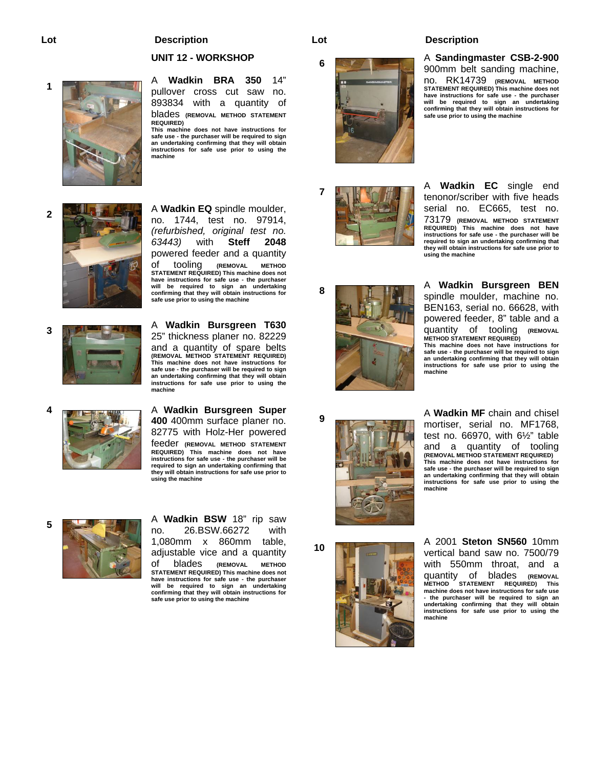| Lot | Description |
|---|---|
| | **UNIT 12 - WORKSHOP** |
| 1 | A **Wadkin BRA 350** 14" pullover cross cut saw no. 893834 with a quantity of blades **(REMOVAL METHOD STATEMENT REQUIRED) This machine does not have instructions for safe use - the purchaser will be required to sign an undertaking confirming that they will obtain instructions for safe use prior to using the machine** |
| 2 | A **Wadkin EQ** spindle moulder, no. 1744, test no. 97914, *(refurbished, original test no. 63443)* with **Steff 2048** powered feeder and a quantity of tooling **(REMOVAL METHOD STATEMENT REQUIRED) This machine does not have instructions for safe use - the purchaser will be required to sign an undertaking confirming that they will obtain instructions for safe use prior to using the machine** |
| 3 | A **Wadkin Bursgreen T630** 25" thickness planer no. 82229 and a quantity of spare belts **(REMOVAL METHOD STATEMENT REQUIRED) This machine does not have instructions for safe use - the purchaser will be required to sign an undertaking confirming that they will obtain instructions for safe use prior to using the machine** |
| 4 | A **Wadkin Bursgreen Super 400** 400mm surface planer no. 82775 with Holz-Her powered feeder **(REMOVAL METHOD STATEMENT REQUIRED) This machine does not have instructions for safe use - the purchaser will be required to sign an undertaking confirming that they will obtain instructions for safe use prior to using the machine** |
| 5 | A **Wadkin BSW** 18" rip saw no. 26.BSW.66272 with 1,080mm x 860mm table, adjustable vice and a quantity of blades **(REMOVAL METHOD STATEMENT REQUIRED) This machine does not have instructions for safe use - the purchaser will be required to sign an undertaking confirming that they will obtain instructions for safe use prior to using the machine** |
| 6 | A **Sandingmaster CSB-2-900** 900mm belt sanding machine, no. RK14739 **(REMOVAL METHOD STATEMENT REQUIRED) This machine does not have instructions for safe use - the purchaser will be required to sign an undertaking confirming that they will obtain instructions for safe use prior to using the machine** |
| 7 | A **Wadkin EC** single end tenonor/scriber with five heads serial no. EC665, test no. 73179 **(REMOVAL METHOD STATEMENT REQUIRED) This machine does not have instructions for safe use - the purchaser will be required to sign an undertaking confirming that they will obtain instructions for safe use prior to using the machine** |
| 8 | A **Wadkin Bursgreen BEN** spindle moulder, machine no. BEN163, serial no. 66628, with powered feeder, 8" table and a quantity of tooling **(REMOVAL METHOD STATEMENT REQUIRED) This machine does not have instructions for safe use - the purchaser will be required to sign an undertaking confirming that they will obtain instructions for safe use prior to using the machine** |
| 9 | A **Wadkin MF** chain and chisel mortiser, serial no. MF1768, test no. 66970, with 6½" table and a quantity of tooling **(REMOVAL METHOD STATEMENT REQUIRED) This machine does not have instructions for safe use - the purchaser will be required to sign an undertaking confirming that they will obtain instructions for safe use prior to using the machine** |
| 10 | A 2001 **Steton SN560** 10mm vertical band saw no. 7500/79 with 550mm throat, and a quantity of blades **(REMOVAL METHOD STATEMENT REQUIRED) This machine does not have instructions for safe use - the purchaser will be required to sign an undertaking confirming that they will obtain instructions for safe use prior to using the machine** |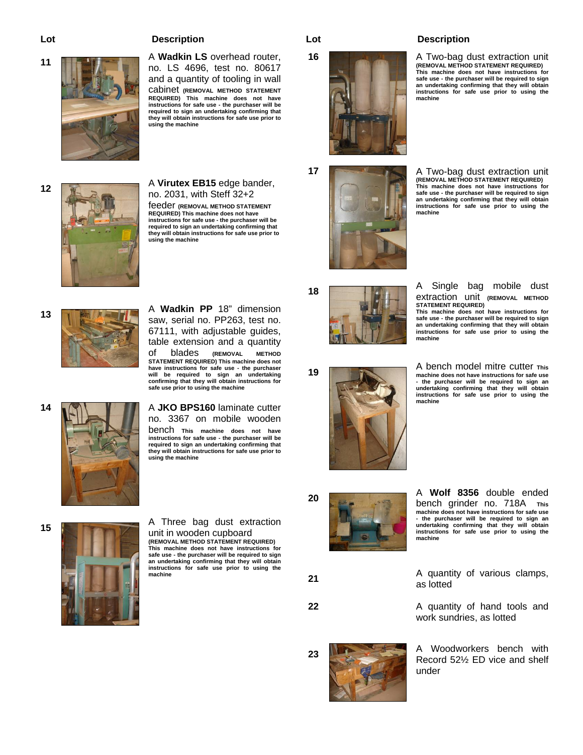| Lot | Description |
| --- | --- |
| 11 | A **Wadkin LS** overhead router, no. LS 4696, test no. 80617 and a quantity of tooling in wall cabinet **(REMOVAL METHOD STATEMENT REQUIRED) This machine does not have instructions for safe use - the purchaser will be required to sign an undertaking confirming that they will obtain instructions for safe use prior to using the machine** |
| 12 | A **Virutex EB15** edge bander, no. 2031, with Steff 32+2 feeder **(REMOVAL METHOD STATEMENT REQUIRED) This machine does not have instructions for safe use - the purchaser will be required to sign an undertaking confirming that they will obtain instructions for safe use prior to using the machine** |
| 13 | A **Wadkin PP** 18" dimension saw, serial no. PP263, test no. 67111, with adjustable guides, table extension and a quantity of blades **(REMOVAL METHOD STATEMENT REQUIRED) This machine does not have instructions for safe use - the purchaser will be required to sign an undertaking confirming that they will obtain instructions for safe use prior to using the machine** |
| 14 | A **JKO BPS160** laminate cutter no. 3367 on mobile wooden bench **This machine does not have instructions for safe use - the purchaser will be required to sign an undertaking confirming that they will obtain instructions for safe use prior to using the machine** |
| 15 | A Three bag dust extraction unit in wooden cupboard **(REMOVAL METHOD STATEMENT REQUIRED) This machine does not have instructions for safe use - the purchaser will be required to sign an undertaking confirming that they will obtain instructions for safe use prior to using the machine** |
| 16 | A Two-bag dust extraction unit **(REMOVAL METHOD STATEMENT REQUIRED) This machine does not have instructions for safe use - the purchaser will be required to sign an undertaking confirming that they will obtain instructions for safe use prior to using the machine** |
| 17 | A Two-bag dust extraction unit **(REMOVAL METHOD STATEMENT REQUIRED) This machine does not have instructions for safe use - the purchaser will be required to sign an undertaking confirming that they will obtain instructions for safe use prior to using the machine** |
| 18 | A Single bag mobile dust extraction unit **(REMOVAL METHOD STATEMENT REQUIRED) This machine does not have instructions for safe use - the purchaser will be required to sign an undertaking confirming that they will obtain instructions for safe use prior to using the machine** |
| 19 | A bench model mitre cutter **This machine does not have instructions for safe use - the purchaser will be required to sign an undertaking confirming that they will obtain instructions for safe use prior to using the machine** |
| 20 | A **Wolf 8356** double ended bench grinder no. 718A **This machine does not have instructions for safe use - the purchaser will be required to sign an undertaking confirming that they will obtain instructions for safe use prior to using the machine** |
| 21 | A quantity of various clamps, as lotted |
| 22 | A quantity of hand tools and work sundries, as lotted |
| 23 | A Woodworkers bench with Record 52½ ED vice and shelf under |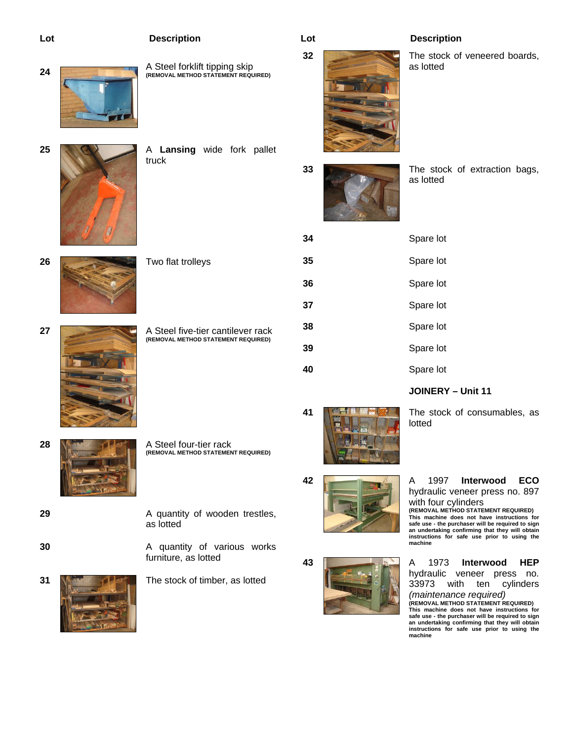| Lot | Description |
| --- | --- |
| 24 | A Steel forklift tipping skip **(REMOVAL METHOD STATEMENT REQUIRED)** |
| 25 | A **Lansing** wide fork pallet truck |
| 26 | Two flat trolleys |
| 27 | A Steel five-tier cantilever rack **(REMOVAL METHOD STATEMENT REQUIRED)** |
| 28 | A Steel four-tier rack **(REMOVAL METHOD STATEMENT REQUIRED)** |
| 29 | A quantity of wooden trestles, as lotted |
| 30 | A quantity of various works furniture, as lotted |
| 31 | The stock of timber, as lotted |
| 32 | The stock of veneered boards, as lotted |
| 33 | The stock of extraction bags, as lotted |
| 34 | Spare lot |
| 35 | Spare lot |
| 36 | Spare lot |
| 37 | Spare lot |
| 38 | Spare lot |
| 39 | Spare lot |
| 40 | Spare lot |

**JOINERY – Unit 11**

| Lot | Description |
| --- | --- |
| 41 | The stock of consumables, as lotted |
| 42 | A 1997 **Interwood ECO** hydraulic veneer press no. 897 with four cylinders **(REMOVAL METHOD STATEMENT REQUIRED) This machine does not have instructions for safe use - the purchaser will be required to sign an undertaking confirming that they will obtain instructions for safe use prior to using the machine** |
| 43 | A 1973 **Interwood HEP** hydraulic veneer press no. 33973 with ten cylinders *(maintenance required)* **(REMOVAL METHOD STATEMENT REQUIRED) This machine does not have instructions for safe use - the purchaser will be required to sign an undertaking confirming that they will obtain instructions for safe use prior to using the machine** |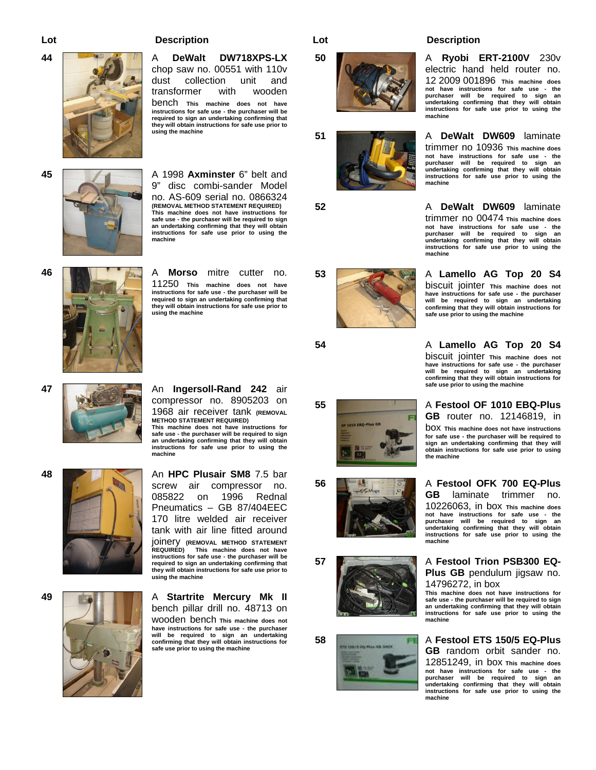| Lot | Description |
| --- | --- |
| 44 | A **DeWalt DW718XPS-LX** chop saw no. 00551 with 110v dust collection unit and transformer with wooden bench **This machine does not have instructions for safe use - the purchaser will be required to sign an undertaking confirming that they will obtain instructions for safe use prior to using the machine** |
| 45 | A 1998 **Axminster** 6" belt and 9" disc combi-sander Model no. AS-609 serial no. 0866324 **(REMOVAL METHOD STATEMENT REQUIRED) This machine does not have instructions for safe use - the purchaser will be required to sign an undertaking confirming that they will obtain instructions for safe use prior to using the machine** |
| 46 | A **Morso** mitre cutter no. 11250 **This machine does not have instructions for safe use - the purchaser will be required to sign an undertaking confirming that they will obtain instructions for safe use prior to using the machine** |
| 47 | An **Ingersoll-Rand 242** air compressor no. 8905203 on 1968 air receiver tank **(REMOVAL METHOD STATEMENT REQUIRED) This machine does not have instructions for safe use - the purchaser will be required to sign an undertaking confirming that they will obtain instructions for safe use prior to using the machine** |
| 48 | An **HPC Plusair SM8** 7.5 bar screw air compressor no. 085822 on 1996 Rednal Pneumatics – GB 87/404EEC 170 litre welded air receiver tank with air line fitted around joinery **(REMOVAL METHOD STATEMENT REQUIRED) This machine does not have instructions for safe use - the purchaser will be required to sign an undertaking confirming that they will obtain instructions for safe use prior to using the machine** |
| 49 | A **Startrite Mercury Mk II** bench pillar drill no. 48713 on wooden bench **This machine does not have instructions for safe use - the purchaser will be required to sign an undertaking confirming that they will obtain instructions for safe use prior to using the machine** |
| 50 | A **Ryobi ERT-2100V** 230v electric hand held router no. 12 2009 001896 **This machine does not have instructions for safe use - the purchaser will be required to sign an undertaking confirming that they will obtain instructions for safe use prior to using the machine** |
| 51 | A **DeWalt DW609** laminate trimmer no 10936 **This machine does not have instructions for safe use - the purchaser will be required to sign an undertaking confirming that they will obtain instructions for safe use prior to using the machine** |
| 52 | A **DeWalt DW609** laminate trimmer no 00474 **This machine does not have instructions for safe use - the purchaser will be required to sign an undertaking confirming that they will obtain instructions for safe use prior to using the machine** |
| 53 | A **Lamello AG Top 20 S4** biscuit jointer **This machine does not have instructions for safe use - the purchaser will be required to sign an undertaking confirming that they will obtain instructions for safe use prior to using the machine** |
| 54 | A **Lamello AG Top 20 S4** biscuit jointer **This machine does not have instructions for safe use - the purchaser will be required to sign an undertaking confirming that they will obtain instructions for safe use prior to using the machine** |
| 55 | A **Festool OF 1010 EBQ-Plus GB** router no. 12146819, in box **This machine does not have instructions for safe use - the purchaser will be required to sign an undertaking confirming that they will obtain instructions for safe use prior to using the machine** |
| 56 | A **Festool OFK 700 EQ-Plus GB** laminate trimmer no. 10226063, in box **This machine does not have instructions for safe use - the purchaser will be required to sign an undertaking confirming that they will obtain instructions for safe use prior to using the machine** |
| 57 | A **Festool Trion PSB300 EQ-Plus GB** pendulum jigsaw no. 14796272, in box **This machine does not have instructions for safe use - the purchaser will be required to sign an undertaking confirming that they will obtain instructions for safe use prior to using the machine** |
| 58 | A **Festool ETS 150/5 EQ-Plus GB** random orbit sander no. 12851249, in box **This machine does not have instructions for safe use - the purchaser will be required to sign an undertaking confirming that they will obtain instructions for safe use prior to using the machine** |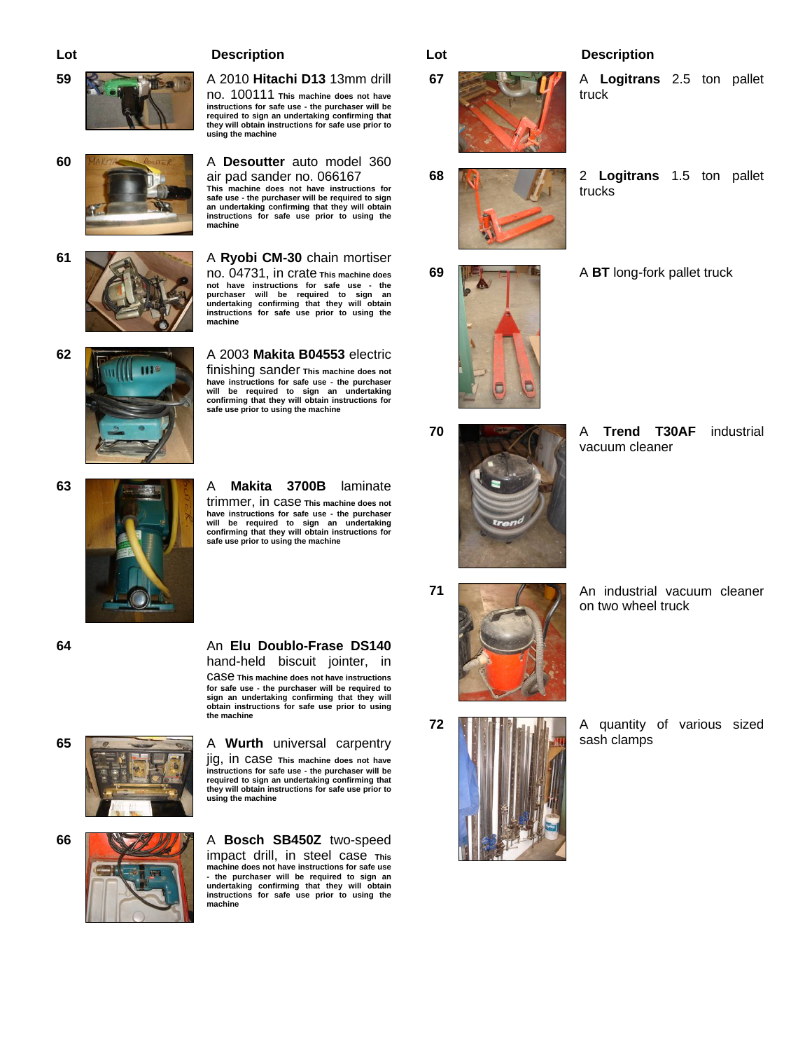| Lot | Description |
|---|---|
| 59 | A 2010 **Hitachi D13** 13mm drill no. 100111 **This machine does not have instructions for safe use - the purchaser will be required to sign an undertaking confirming that they will obtain instructions for safe use prior to using the machine** |
| 60 | A **Desoutter** auto model 360 air pad sander no. 066167 **This machine does not have instructions for safe use - the purchaser will be required to sign an undertaking confirming that they will obtain instructions for safe use prior to using the machine** |
| 61 | A **Ryobi CM-30** chain mortiser no. 04731, in crate **This machine does not have instructions for safe use - the purchaser will be required to sign an undertaking confirming that they will obtain instructions for safe use prior to using the machine** |
| 62 | A 2003 **Makita B04553** electric finishing sander **This machine does not have instructions for safe use - the purchaser will be required to sign an undertaking confirming that they will obtain instructions for safe use prior to using the machine** |
| 63 | A **Makita 3700B** laminate trimmer, in case **This machine does not have instructions for safe use - the purchaser will be required to sign an undertaking confirming that they will obtain instructions for safe use prior to using the machine** |
| 64 | An **Elu Doublo-Frase DS140** hand-held biscuit jointer, in case **This machine does not have instructions for safe use - the purchaser will be required to sign an undertaking confirming that they will obtain instructions for safe use prior to using the machine** |
| 65 | A **Wurth** universal carpentry jig, in case **This machine does not have instructions for safe use - the purchaser will be required to sign an undertaking confirming that they will obtain instructions for safe use prior to using the machine** |
| 66 | A **Bosch SB450Z** two-speed impact drill, in steel case **This machine does not have instructions for safe use - the purchaser will be required to sign an undertaking confirming that they will obtain instructions for safe use prior to using the machine** |

| Lot | Description |
|---|---|
| 67 | A **Logitrans** 2.5 ton pallet truck |
| 68 | 2 **Logitrans** 1.5 ton pallet trucks |
| 69 | A **BT** long-fork pallet truck |
| 70 | A **Trend T30AF** industrial vacuum cleaner |
| 71 | An industrial vacuum cleaner on two wheel truck |
| 72 | A quantity of various sized sash clamps |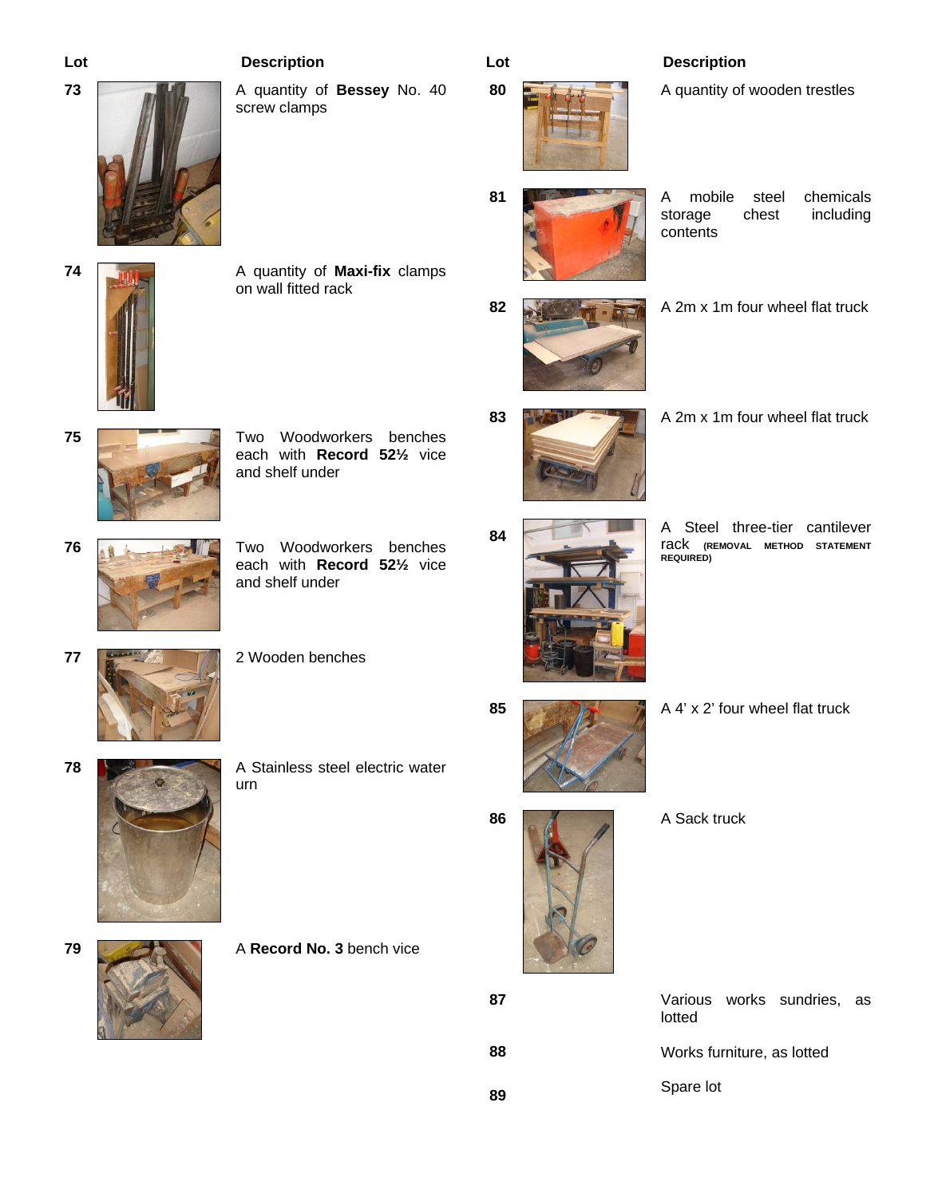| Lot | Description |
| --- | --- |
| 73 | A quantity of **Bessey** No. 40 screw clamps |
| 74 | A quantity of **Maxi-fix** clamps on wall fitted rack |
| 75 | Two Woodworkers benches each with **Record 52½** vice and shelf under |
| 76 | Two Woodworkers benches each with **Record 52½** vice and shelf under |
| 77 | 2 Wooden benches |
| 78 | A Stainless steel electric water urn |
| 79 | A **Record No. 3** bench vice |
| 80 | A quantity of wooden trestles |
| 81 | A mobile steel chemicals storage chest including contents |
| 82 | A 2m x 1m four wheel flat truck |
| 83 | A 2m x 1m four wheel flat truck |
| 84 | A Steel three-tier cantilever rack **(REMOVAL METHOD STATEMENT REQUIRED)** |
| 85 | A 4' x 2' four wheel flat truck |
| 86 | A Sack truck |
| 87 | Various works sundries, as lotted |
| 88 | Works furniture, as lotted |
| 89 | Spare lot |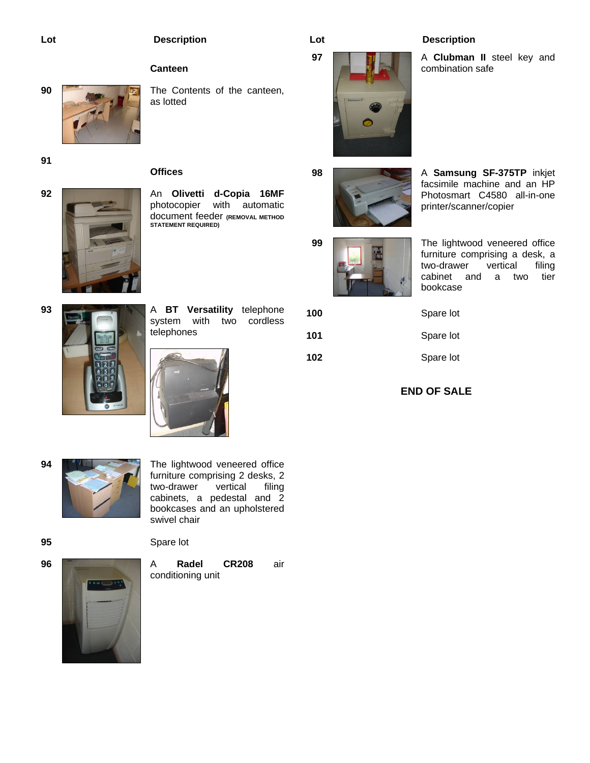| Lot | Description |
|---|---|
| | **Canteen** |
| 90 | The Contents of the canteen, as lotted |
| 91 | |
| | **Offices** |
| 92 | An **Olivetti d-Copia 16MF** photocopier with automatic document feeder (REMOVAL METHOD STATEMENT REQUIRED) |
| 93 | A **BT Versatility** telephone system with two cordless telephones |
| 94 | The lightwood veneered office furniture comprising 2 desks, 2 two-drawer vertical filing cabinets, a pedestal and 2 bookcases and an upholstered swivel chair |
| 95 | Spare lot |
| 96 | A **Radel CR208** air conditioning unit |
| 97 | A **Clubman II** steel key and combination safe |
| 98 | A **Samsung SF-375TP** inkjet facsimile machine and an HP Photosmart C4580 all-in-one printer/scanner/copier |
| 99 | The lightwood veneered office furniture comprising a desk, a two-drawer vertical filing cabinet and a two tier bookcase |
| 100 | Spare lot |
| 101 | Spare lot |
| 102 | Spare lot |

**END OF SALE**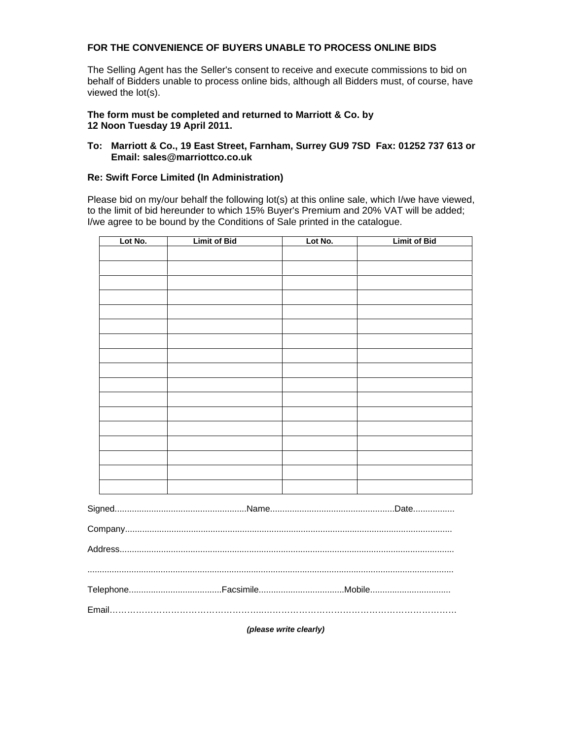**FOR THE CONVENIENCE OF BUYERS UNABLE TO PROCESS ONLINE BIDS**

The Selling Agent has the Seller's consent to receive and execute commissions to bid on behalf of Bidders unable to process online bids, although all Bidders must, of course, have viewed the lot(s).

**The form must be completed and returned to Marriott & Co. by 12 Noon Tuesday 19 April 2011.**

**To: Marriott & Co., 19 East Street, Farnham, Surrey GU9 7SD Fax: 01252 737 613 or Email: sales@marriottco.co.uk**

**Re: Swift Force Limited (In Administration)**

Please bid on my/our behalf the following lot(s) at this online sale, which I/we have viewed, to the limit of bid hereunder to which 15% Buyer's Premium and 20% VAT will be added; I/we agree to be bound by the Conditions of Sale printed in the catalogue.

| Lot No. | Limit of Bid | Lot No. | Limit of Bid |
|---|---|---|---|
| | | | |
| | | | |
| | | | |
| | | | |
| | | | |
| | | | |
| | | | |
| | | | |
| | | | |
| | | | |
| | | | |
| | | | |
| | | | |
| | | | |
| | | | |
| | | | |
| | | | |

Signed......................................................Name...................................................Date.................

Company.....................................................................................................................................

Address........................................................................................................................................

.....................................................................................................................................................

Telephone......................................Facsimile...................................Mobile.................................

Email……………………………………………..………………………………………………………

***(please write clearly)***